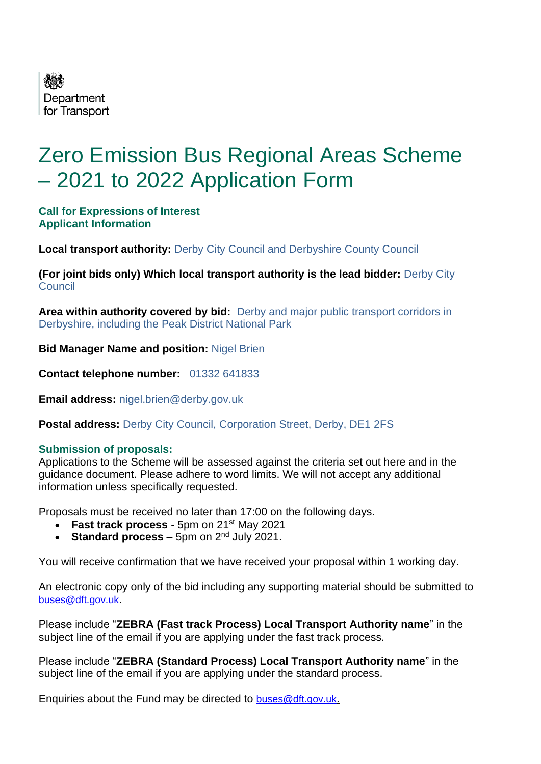Department for Transport

# Zero Emission Bus Regional Areas Scheme – 2021 to 2022 Application Form

**Call for Expressions of Interest**
**Applicant Information**

**Local transport authority:** Derby City Council and Derbyshire County Council

**(For joint bids only) Which local transport authority is the lead bidder:** Derby City Council

**Area within authority covered by bid:** Derby and major public transport corridors in Derbyshire, including the Peak District National Park

**Bid Manager Name and position:** Nigel Brien

**Contact telephone number:** 01332 641833

**Email address:** nigel.brien@derby.gov.uk

**Postal address:** Derby City Council, Corporation Street, Derby, DE1 2FS

**Submission of proposals:**
Applications to the Scheme will be assessed against the criteria set out here and in the guidance document. Please adhere to word limits. We will not accept any additional information unless specifically requested.

Proposals must be received no later than 17:00 on the following days.

- **Fast track process** - 5pm on 21st May 2021
- **Standard process** – 5pm on 2nd July 2021.

You will receive confirmation that we have received your proposal within 1 working day.

An electronic copy only of the bid including any supporting material should be submitted to buses@dft.gov.uk.

Please include "**ZEBRA (Fast track Process) Local Transport Authority name**" in the subject line of the email if you are applying under the fast track process.

Please include "**ZEBRA (Standard Process) Local Transport Authority name**" in the subject line of the email if you are applying under the standard process.

Enquiries about the Fund may be directed to buses@dft.gov.uk.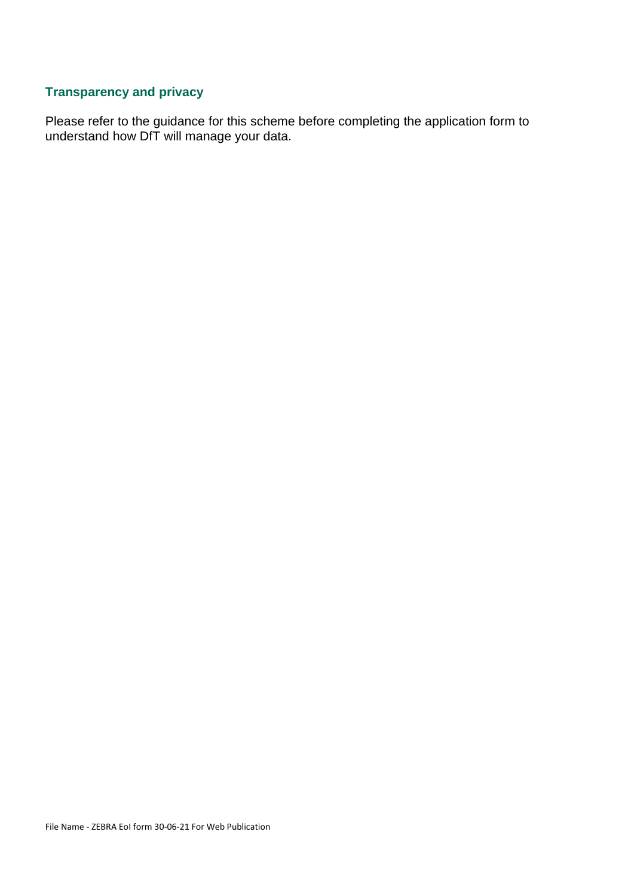## Transparency and privacy

Please refer to the guidance for this scheme before completing the application form to understand how DfT will manage your data.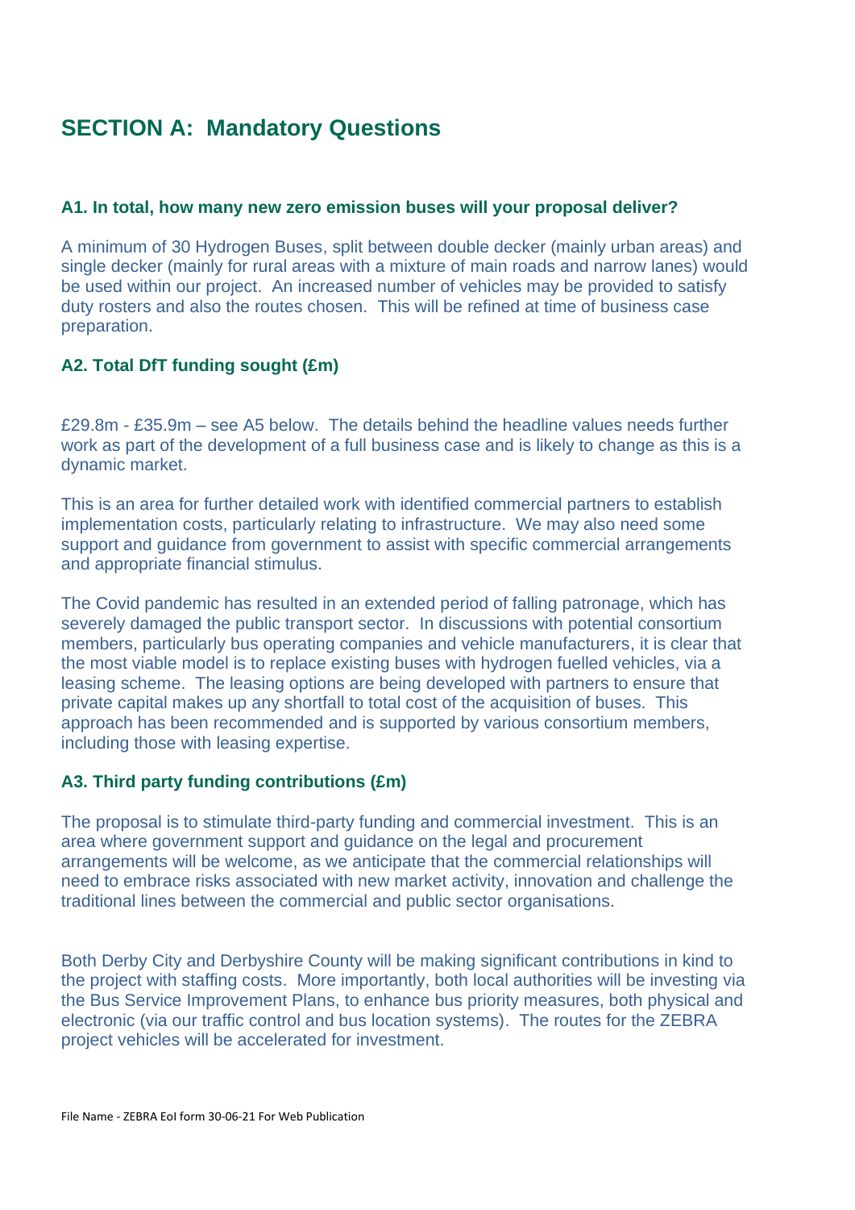# SECTION A: Mandatory Questions

### A1. In total, how many new zero emission buses will your proposal deliver?

A minimum of 30 Hydrogen Buses, split between double decker (mainly urban areas) and single decker (mainly for rural areas with a mixture of main roads and narrow lanes) would be used within our project. An increased number of vehicles may be provided to satisfy duty rosters and also the routes chosen. This will be refined at time of business case preparation.

### A2. Total DfT funding sought (£m)

£29.8m - £35.9m – see A5 below. The details behind the headline values needs further work as part of the development of a full business case and is likely to change as this is a dynamic market.

This is an area for further detailed work with identified commercial partners to establish implementation costs, particularly relating to infrastructure. We may also need some support and guidance from government to assist with specific commercial arrangements and appropriate financial stimulus.

The Covid pandemic has resulted in an extended period of falling patronage, which has severely damaged the public transport sector. In discussions with potential consortium members, particularly bus operating companies and vehicle manufacturers, it is clear that the most viable model is to replace existing buses with hydrogen fuelled vehicles, via a leasing scheme. The leasing options are being developed with partners to ensure that private capital makes up any shortfall to total cost of the acquisition of buses. This approach has been recommended and is supported by various consortium members, including those with leasing expertise.

### A3. Third party funding contributions (£m)

The proposal is to stimulate third-party funding and commercial investment. This is an area where government support and guidance on the legal and procurement arrangements will be welcome, as we anticipate that the commercial relationships will need to embrace risks associated with new market activity, innovation and challenge the traditional lines between the commercial and public sector organisations.

Both Derby City and Derbyshire County will be making significant contributions in kind to the project with staffing costs. More importantly, both local authorities will be investing via the Bus Service Improvement Plans, to enhance bus priority measures, both physical and electronic (via our traffic control and bus location systems). The routes for the ZEBRA project vehicles will be accelerated for investment.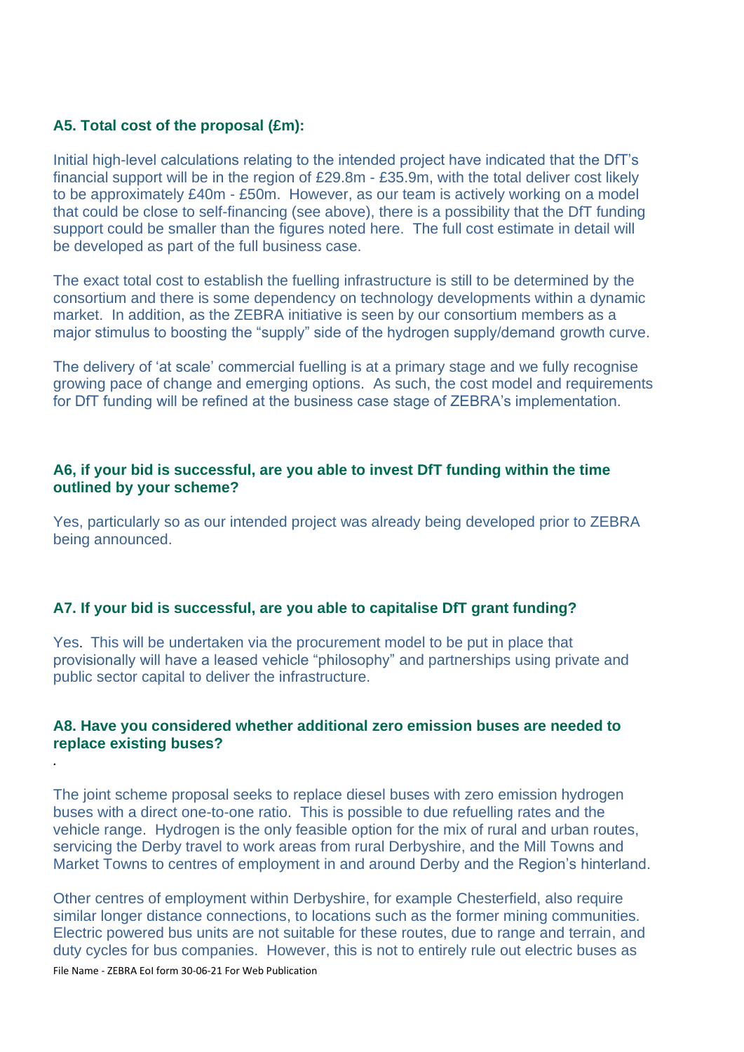**A5. Total cost of the proposal (£m):**

Initial high-level calculations relating to the intended project have indicated that the DfT's financial support will be in the region of £29.8m - £35.9m, with the total deliver cost likely to be approximately £40m - £50m. However, as our team is actively working on a model that could be close to self-financing (see above), there is a possibility that the DfT funding support could be smaller than the figures noted here. The full cost estimate in detail will be developed as part of the full business case.

The exact total cost to establish the fuelling infrastructure is still to be determined by the consortium and there is some dependency on technology developments within a dynamic market. In addition, as the ZEBRA initiative is seen by our consortium members as a major stimulus to boosting the "supply" side of the hydrogen supply/demand growth curve.

The delivery of 'at scale' commercial fuelling is at a primary stage and we fully recognise growing pace of change and emerging options. As such, the cost model and requirements for DfT funding will be refined at the business case stage of ZEBRA's implementation.

**A6, if your bid is successful, are you able to invest DfT funding within the time outlined by your scheme?**

Yes, particularly so as our intended project was already being developed prior to ZEBRA being announced.

**A7. If your bid is successful, are you able to capitalise DfT grant funding?**

Yes. This will be undertaken via the procurement model to be put in place that provisionally will have a leased vehicle "philosophy" and partnerships using private and public sector capital to deliver the infrastructure.

**A8. Have you considered whether additional zero emission buses are needed to replace existing buses?**

.

The joint scheme proposal seeks to replace diesel buses with zero emission hydrogen buses with a direct one-to-one ratio. This is possible to due refuelling rates and the vehicle range. Hydrogen is the only feasible option for the mix of rural and urban routes, servicing the Derby travel to work areas from rural Derbyshire, and the Mill Towns and Market Towns to centres of employment in and around Derby and the Region's hinterland.

Other centres of employment within Derbyshire, for example Chesterfield, also require similar longer distance connections, to locations such as the former mining communities. Electric powered bus units are not suitable for these routes, due to range and terrain, and duty cycles for bus companies. However, this is not to entirely rule out electric buses as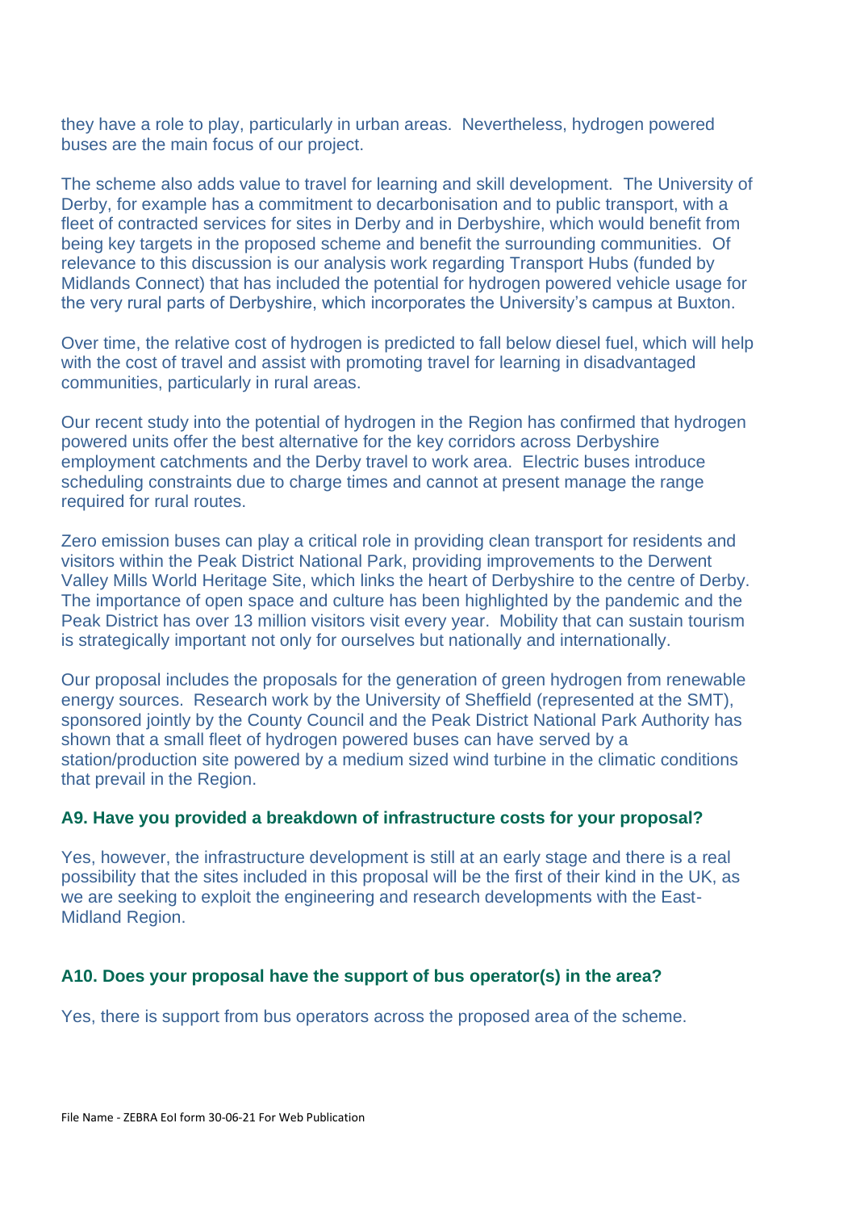they have a role to play, particularly in urban areas. Nevertheless, hydrogen powered buses are the main focus of our project.

The scheme also adds value to travel for learning and skill development. The University of Derby, for example has a commitment to decarbonisation and to public transport, with a fleet of contracted services for sites in Derby and in Derbyshire, which would benefit from being key targets in the proposed scheme and benefit the surrounding communities. Of relevance to this discussion is our analysis work regarding Transport Hubs (funded by Midlands Connect) that has included the potential for hydrogen powered vehicle usage for the very rural parts of Derbyshire, which incorporates the University's campus at Buxton.

Over time, the relative cost of hydrogen is predicted to fall below diesel fuel, which will help with the cost of travel and assist with promoting travel for learning in disadvantaged communities, particularly in rural areas.

Our recent study into the potential of hydrogen in the Region has confirmed that hydrogen powered units offer the best alternative for the key corridors across Derbyshire employment catchments and the Derby travel to work area. Electric buses introduce scheduling constraints due to charge times and cannot at present manage the range required for rural routes.

Zero emission buses can play a critical role in providing clean transport for residents and visitors within the Peak District National Park, providing improvements to the Derwent Valley Mills World Heritage Site, which links the heart of Derbyshire to the centre of Derby. The importance of open space and culture has been highlighted by the pandemic and the Peak District has over 13 million visitors visit every year. Mobility that can sustain tourism is strategically important not only for ourselves but nationally and internationally.

Our proposal includes the proposals for the generation of green hydrogen from renewable energy sources. Research work by the University of Sheffield (represented at the SMT), sponsored jointly by the County Council and the Peak District National Park Authority has shown that a small fleet of hydrogen powered buses can have served by a station/production site powered by a medium sized wind turbine in the climatic conditions that prevail in the Region.

### A9. Have you provided a breakdown of infrastructure costs for your proposal?

Yes, however, the infrastructure development is still at an early stage and there is a real possibility that the sites included in this proposal will be the first of their kind in the UK, as we are seeking to exploit the engineering and research developments with the East-Midland Region.

### A10. Does your proposal have the support of bus operator(s) in the area?

Yes, there is support from bus operators across the proposed area of the scheme.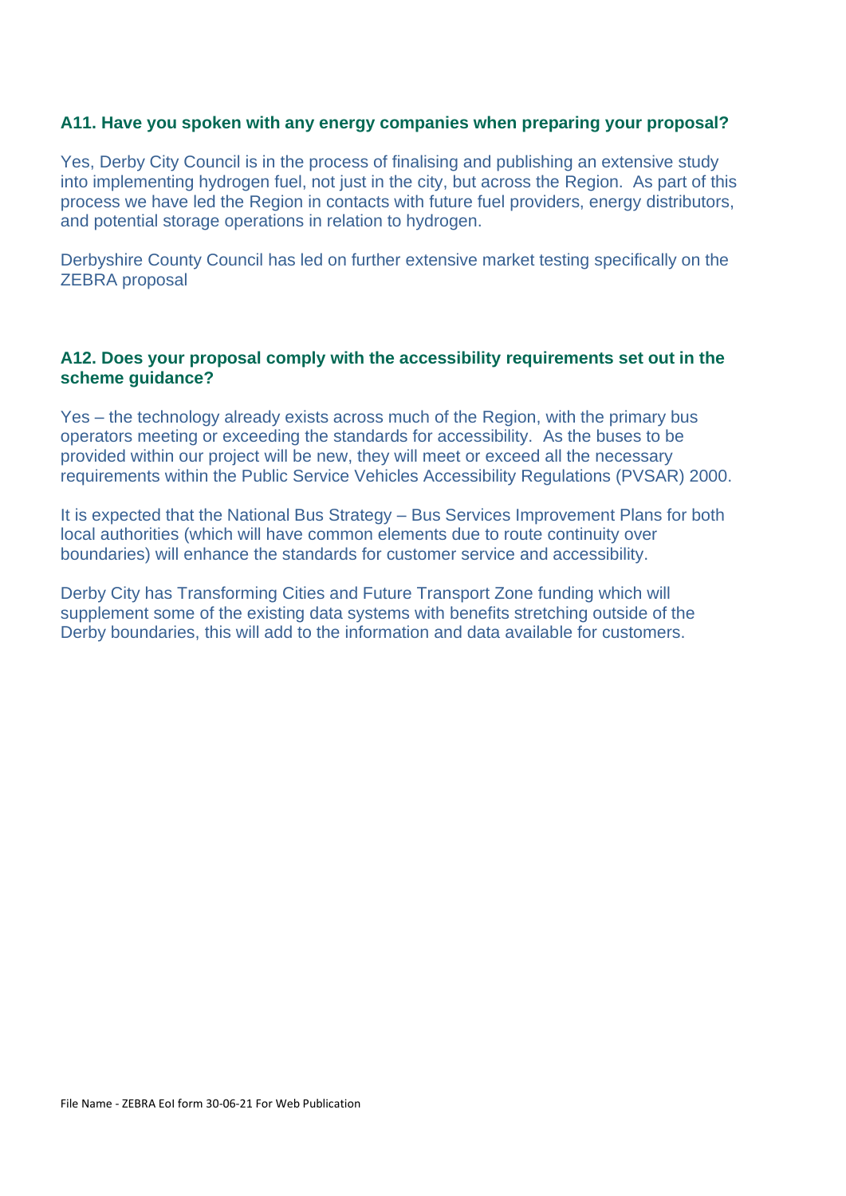### A11. Have you spoken with any energy companies when preparing your proposal?

Yes, Derby City Council is in the process of finalising and publishing an extensive study into implementing hydrogen fuel, not just in the city, but across the Region. As part of this process we have led the Region in contacts with future fuel providers, energy distributors, and potential storage operations in relation to hydrogen.

Derbyshire County Council has led on further extensive market testing specifically on the ZEBRA proposal

### A12. Does your proposal comply with the accessibility requirements set out in the scheme guidance?

Yes – the technology already exists across much of the Region, with the primary bus operators meeting or exceeding the standards for accessibility. As the buses to be provided within our project will be new, they will meet or exceed all the necessary requirements within the Public Service Vehicles Accessibility Regulations (PVSAR) 2000.

It is expected that the National Bus Strategy – Bus Services Improvement Plans for both local authorities (which will have common elements due to route continuity over boundaries) will enhance the standards for customer service and accessibility.

Derby City has Transforming Cities and Future Transport Zone funding which will supplement some of the existing data systems with benefits stretching outside of the Derby boundaries, this will add to the information and data available for customers.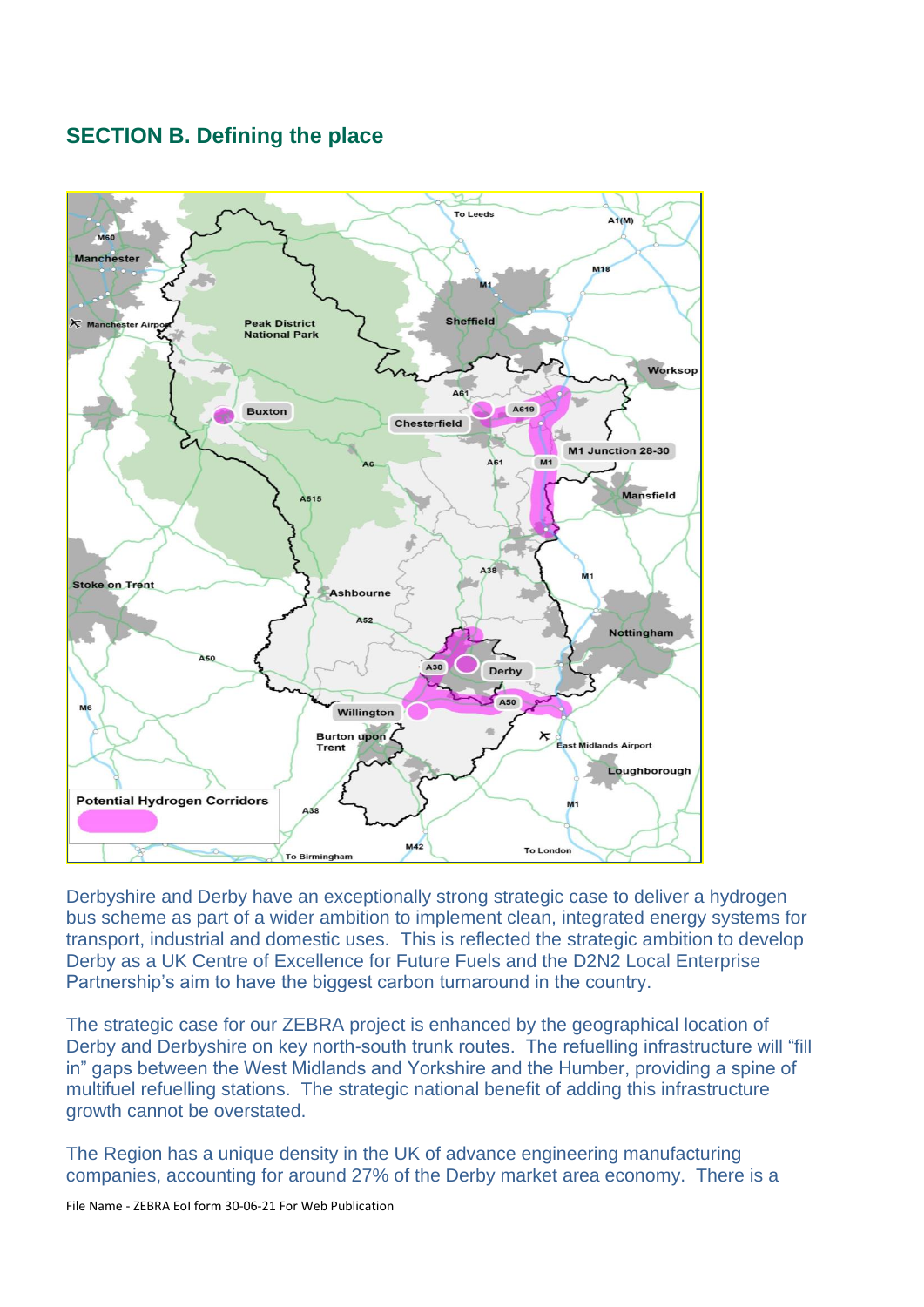## SECTION B. Defining the place

Derbyshire and Derby have an exceptionally strong strategic case to deliver a hydrogen bus scheme as part of a wider ambition to implement clean, integrated energy systems for transport, industrial and domestic uses. This is reflected the strategic ambition to develop Derby as a UK Centre of Excellence for Future Fuels and the D2N2 Local Enterprise Partnership's aim to have the biggest carbon turnaround in the country.

The strategic case for our ZEBRA project is enhanced by the geographical location of Derby and Derbyshire on key north-south trunk routes. The refuelling infrastructure will "fill in" gaps between the West Midlands and Yorkshire and the Humber, providing a spine of multifuel refuelling stations. The strategic national benefit of adding this infrastructure growth cannot be overstated.

The Region has a unique density in the UK of advance engineering manufacturing companies, accounting for around 27% of the Derby market area economy. There is a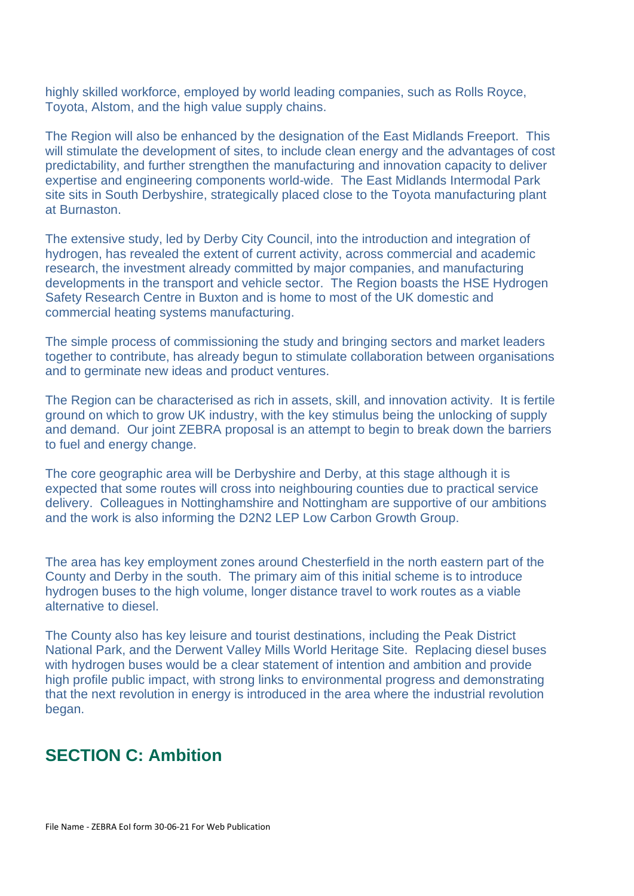highly skilled workforce, employed by world leading companies, such as Rolls Royce, Toyota, Alstom, and the high value supply chains.

The Region will also be enhanced by the designation of the East Midlands Freeport. This will stimulate the development of sites, to include clean energy and the advantages of cost predictability, and further strengthen the manufacturing and innovation capacity to deliver expertise and engineering components world-wide. The East Midlands Intermodal Park site sits in South Derbyshire, strategically placed close to the Toyota manufacturing plant at Burnaston.

The extensive study, led by Derby City Council, into the introduction and integration of hydrogen, has revealed the extent of current activity, across commercial and academic research, the investment already committed by major companies, and manufacturing developments in the transport and vehicle sector. The Region boasts the HSE Hydrogen Safety Research Centre in Buxton and is home to most of the UK domestic and commercial heating systems manufacturing.

The simple process of commissioning the study and bringing sectors and market leaders together to contribute, has already begun to stimulate collaboration between organisations and to germinate new ideas and product ventures.

The Region can be characterised as rich in assets, skill, and innovation activity. It is fertile ground on which to grow UK industry, with the key stimulus being the unlocking of supply and demand. Our joint ZEBRA proposal is an attempt to begin to break down the barriers to fuel and energy change.

The core geographic area will be Derbyshire and Derby, at this stage although it is expected that some routes will cross into neighbouring counties due to practical service delivery. Colleagues in Nottinghamshire and Nottingham are supportive of our ambitions and the work is also informing the D2N2 LEP Low Carbon Growth Group.

The area has key employment zones around Chesterfield in the north eastern part of the County and Derby in the south. The primary aim of this initial scheme is to introduce hydrogen buses to the high volume, longer distance travel to work routes as a viable alternative to diesel.

The County also has key leisure and tourist destinations, including the Peak District National Park, and the Derwent Valley Mills World Heritage Site. Replacing diesel buses with hydrogen buses would be a clear statement of intention and ambition and provide high profile public impact, with strong links to environmental progress and demonstrating that the next revolution in energy is introduced in the area where the industrial revolution began.

## SECTION C: Ambition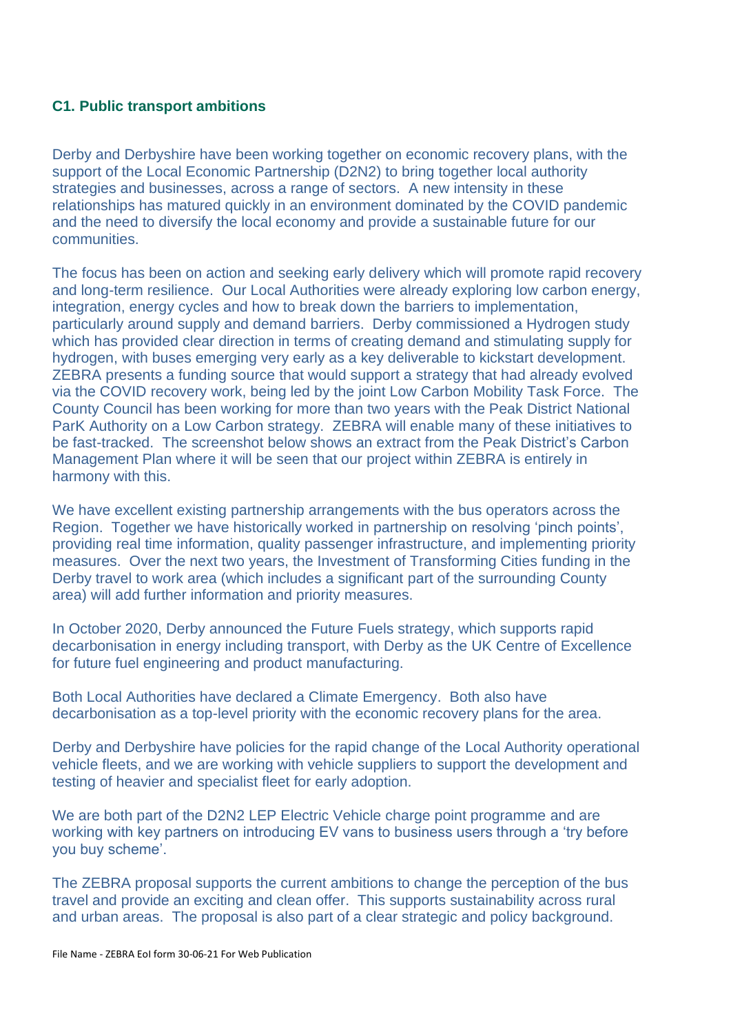### C1. Public transport ambitions

Derby and Derbyshire have been working together on economic recovery plans, with the support of the Local Economic Partnership (D2N2) to bring together local authority strategies and businesses, across a range of sectors. A new intensity in these relationships has matured quickly in an environment dominated by the COVID pandemic and the need to diversify the local economy and provide a sustainable future for our communities.

The focus has been on action and seeking early delivery which will promote rapid recovery and long-term resilience. Our Local Authorities were already exploring low carbon energy, integration, energy cycles and how to break down the barriers to implementation, particularly around supply and demand barriers. Derby commissioned a Hydrogen study which has provided clear direction in terms of creating demand and stimulating supply for hydrogen, with buses emerging very early as a key deliverable to kickstart development. ZEBRA presents a funding source that would support a strategy that had already evolved via the COVID recovery work, being led by the joint Low Carbon Mobility Task Force. The County Council has been working for more than two years with the Peak District National ParK Authority on a Low Carbon strategy. ZEBRA will enable many of these initiatives to be fast-tracked. The screenshot below shows an extract from the Peak District's Carbon Management Plan where it will be seen that our project within ZEBRA is entirely in harmony with this.

We have excellent existing partnership arrangements with the bus operators across the Region. Together we have historically worked in partnership on resolving 'pinch points', providing real time information, quality passenger infrastructure, and implementing priority measures. Over the next two years, the Investment of Transforming Cities funding in the Derby travel to work area (which includes a significant part of the surrounding County area) will add further information and priority measures.

In October 2020, Derby announced the Future Fuels strategy, which supports rapid decarbonisation in energy including transport, with Derby as the UK Centre of Excellence for future fuel engineering and product manufacturing.

Both Local Authorities have declared a Climate Emergency. Both also have decarbonisation as a top-level priority with the economic recovery plans for the area.

Derby and Derbyshire have policies for the rapid change of the Local Authority operational vehicle fleets, and we are working with vehicle suppliers to support the development and testing of heavier and specialist fleet for early adoption.

We are both part of the D2N2 LEP Electric Vehicle charge point programme and are working with key partners on introducing EV vans to business users through a 'try before you buy scheme'.

The ZEBRA proposal supports the current ambitions to change the perception of the bus travel and provide an exciting and clean offer. This supports sustainability across rural and urban areas. The proposal is also part of a clear strategic and policy background.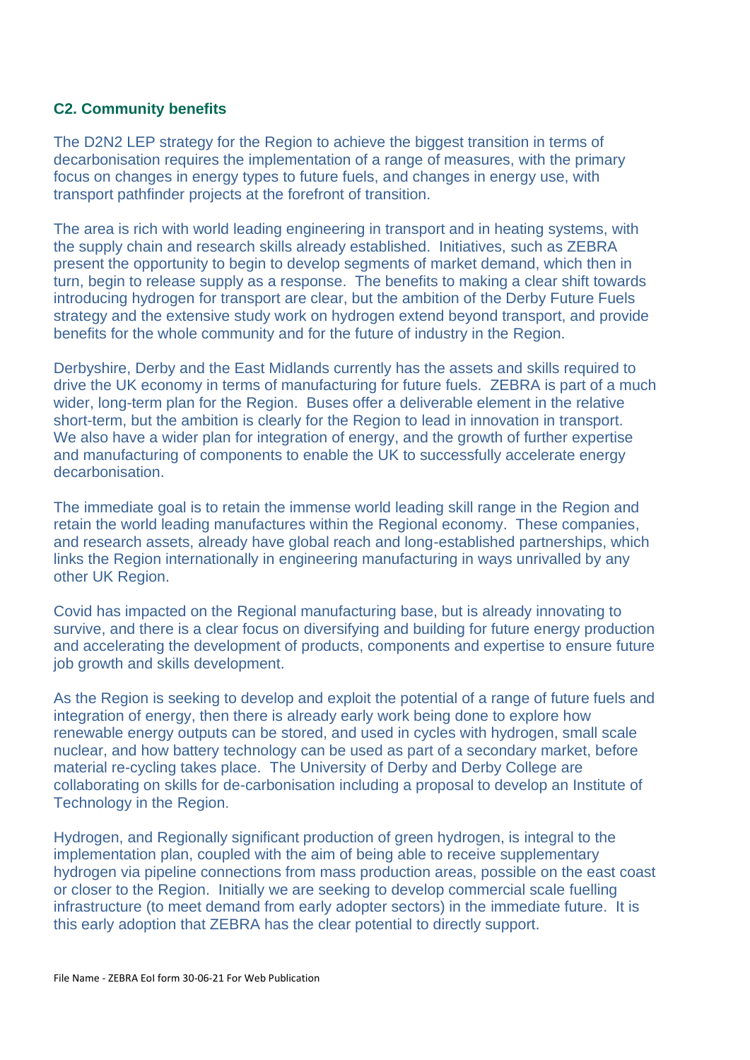### C2. Community benefits

The D2N2 LEP strategy for the Region to achieve the biggest transition in terms of decarbonisation requires the implementation of a range of measures, with the primary focus on changes in energy types to future fuels, and changes in energy use, with transport pathfinder projects at the forefront of transition.

The area is rich with world leading engineering in transport and in heating systems, with the supply chain and research skills already established. Initiatives, such as ZEBRA present the opportunity to begin to develop segments of market demand, which then in turn, begin to release supply as a response. The benefits to making a clear shift towards introducing hydrogen for transport are clear, but the ambition of the Derby Future Fuels strategy and the extensive study work on hydrogen extend beyond transport, and provide benefits for the whole community and for the future of industry in the Region.

Derbyshire, Derby and the East Midlands currently has the assets and skills required to drive the UK economy in terms of manufacturing for future fuels. ZEBRA is part of a much wider, long-term plan for the Region. Buses offer a deliverable element in the relative short-term, but the ambition is clearly for the Region to lead in innovation in transport. We also have a wider plan for integration of energy, and the growth of further expertise and manufacturing of components to enable the UK to successfully accelerate energy decarbonisation.

The immediate goal is to retain the immense world leading skill range in the Region and retain the world leading manufactures within the Regional economy. These companies, and research assets, already have global reach and long-established partnerships, which links the Region internationally in engineering manufacturing in ways unrivalled by any other UK Region.

Covid has impacted on the Regional manufacturing base, but is already innovating to survive, and there is a clear focus on diversifying and building for future energy production and accelerating the development of products, components and expertise to ensure future job growth and skills development.

As the Region is seeking to develop and exploit the potential of a range of future fuels and integration of energy, then there is already early work being done to explore how renewable energy outputs can be stored, and used in cycles with hydrogen, small scale nuclear, and how battery technology can be used as part of a secondary market, before material re-cycling takes place. The University of Derby and Derby College are collaborating on skills for de-carbonisation including a proposal to develop an Institute of Technology in the Region.

Hydrogen, and Regionally significant production of green hydrogen, is integral to the implementation plan, coupled with the aim of being able to receive supplementary hydrogen via pipeline connections from mass production areas, possible on the east coast or closer to the Region. Initially we are seeking to develop commercial scale fuelling infrastructure (to meet demand from early adopter sectors) in the immediate future. It is this early adoption that ZEBRA has the clear potential to directly support.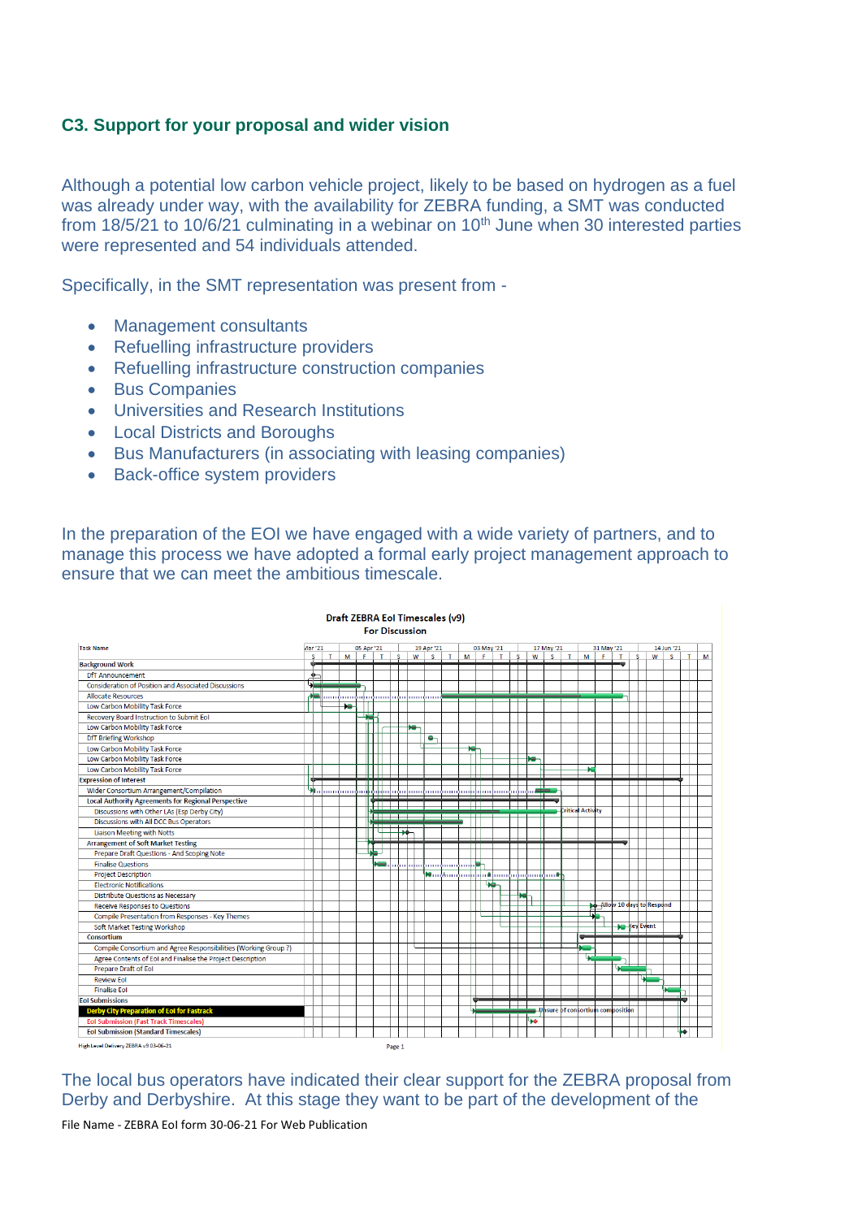### C3. Support for your proposal and wider vision

Although a potential low carbon vehicle project, likely to be based on hydrogen as a fuel was already under way, with the availability for ZEBRA funding, a SMT was conducted from 18/5/21 to 10/6/21 culminating in a webinar on 10th June when 30 interested parties were represented and 54 individuals attended.

Specifically, in the SMT representation was present from -

- Management consultants
- Refuelling infrastructure providers
- Refuelling infrastructure construction companies
- Bus Companies
- Universities and Research Institutions
- Local Districts and Boroughs
- Bus Manufacturers (in associating with leasing companies)
- Back-office system providers

In the preparation of the EOI we have engaged with a wide variety of partners, and to manage this process we have adopted a formal early project management approach to ensure that we can meet the ambitious timescale.

**Draft ZEBRA EoI Timescales (v9)**
**For Discussion**

| Task Name | Chart notes |
|---|---|
| **Background Work** | |
| DfT Announcement | |
| Consideration of Position and Associated Discussions | |
| Allocate Resources | |
| Low Carbon Mobility Task Force | |
| Recovery Board Instruction to Submit EoI | |
| Low Carbon Mobility Task Force | |
| DfT Briefing Workshop | |
| Low Carbon Mobility Task Force | |
| Low Carbon Mobility Task Force | |
| Low Carbon Mobility Task Force | |
| **Expression of Interest** | |
| Wider Consortium Arrangement/Compilation | |
| Local Authority Agreements for Regional Perspective | |
| Discussions with Other LAs (Esp Derby City) | Critical Activity |
| Discussions with All DCC Bus Operators | |
| Liaison Meeting with Notts | |
| Arrangement of Soft Market Testing | |
| Prepare Draft Questions - And Scoping Note | |
| Finalise Questions | |
| Project Description | |
| Electronic Notifications | |
| Distribute Questions as Necessary | |
| Receive Responses to Questions | Allow 10 days to Respond |
| Compile Presentation from Responses - Key Themes | |
| Soft Market Testing Workshop | Key Event |
| Consortium | |
| Compile Consortium and Agree Responsibilities (Working Group ?) | |
| Agree Contents of EoI and Finalise the Project Description | |
| Prepare Draft of EoI | |
| Review EoI | |
| Finalise EoI | |
| **EoI Submissions** | |
| **Derby City Preparation of EoI for Fastrack** | Unsure of consortium composition |
| Eol Submission (Fast Track Timescales) | |
| **EoI Submission (Standard Timescales)** | |

Timeline: Mar '21 – 05 Apr '21 – 19 Apr '21 – 03 May '21 – 17 May '21 – 31 May '21 – 14 Jun '21

High Level Delivery ZEBRA v9 03-06-21 — Page 1

The local bus operators have indicated their clear support for the ZEBRA proposal from Derby and Derbyshire. At this stage they want to be part of the development of the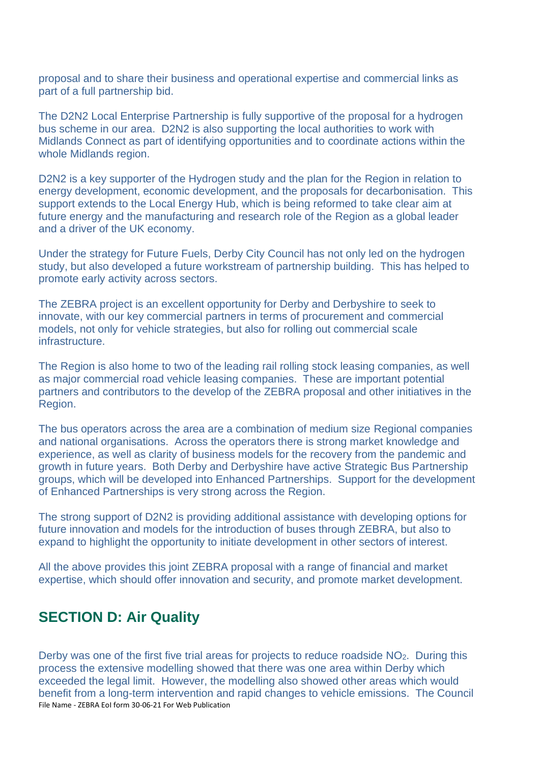proposal and to share their business and operational expertise and commercial links as part of a full partnership bid.

The D2N2 Local Enterprise Partnership is fully supportive of the proposal for a hydrogen bus scheme in our area. D2N2 is also supporting the local authorities to work with Midlands Connect as part of identifying opportunities and to coordinate actions within the whole Midlands region.

D2N2 is a key supporter of the Hydrogen study and the plan for the Region in relation to energy development, economic development, and the proposals for decarbonisation. This support extends to the Local Energy Hub, which is being reformed to take clear aim at future energy and the manufacturing and research role of the Region as a global leader and a driver of the UK economy.

Under the strategy for Future Fuels, Derby City Council has not only led on the hydrogen study, but also developed a future workstream of partnership building. This has helped to promote early activity across sectors.

The ZEBRA project is an excellent opportunity for Derby and Derbyshire to seek to innovate, with our key commercial partners in terms of procurement and commercial models, not only for vehicle strategies, but also for rolling out commercial scale infrastructure.

The Region is also home to two of the leading rail rolling stock leasing companies, as well as major commercial road vehicle leasing companies. These are important potential partners and contributors to the develop of the ZEBRA proposal and other initiatives in the Region.

The bus operators across the area are a combination of medium size Regional companies and national organisations. Across the operators there is strong market knowledge and experience, as well as clarity of business models for the recovery from the pandemic and growth in future years. Both Derby and Derbyshire have active Strategic Bus Partnership groups, which will be developed into Enhanced Partnerships. Support for the development of Enhanced Partnerships is very strong across the Region.

The strong support of D2N2 is providing additional assistance with developing options for future innovation and models for the introduction of buses through ZEBRA, but also to expand to highlight the opportunity to initiate development in other sectors of interest.

All the above provides this joint ZEBRA proposal with a range of financial and market expertise, which should offer innovation and security, and promote market development.

## SECTION D: Air Quality

Derby was one of the first five trial areas for projects to reduce roadside $NO_2$. During this process the extensive modelling showed that there was one area within Derby which exceeded the legal limit. However, the modelling also showed other areas which would benefit from a long-term intervention and rapid changes to vehicle emissions. The Council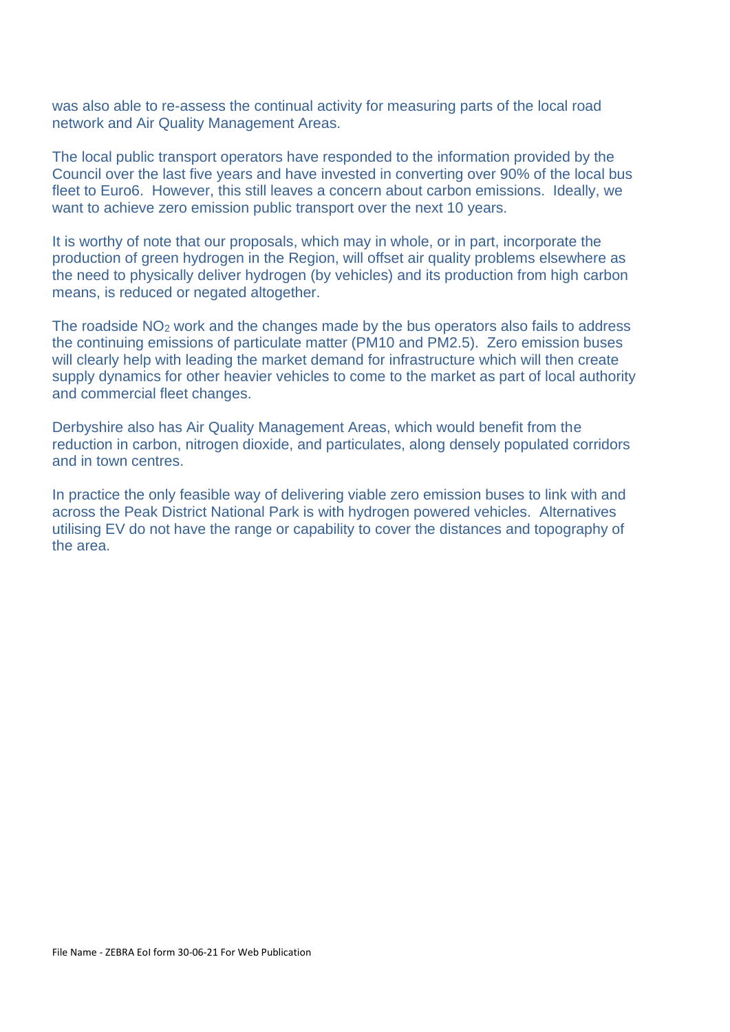was also able to re-assess the continual activity for measuring parts of the local road network and Air Quality Management Areas.

The local public transport operators have responded to the information provided by the Council over the last five years and have invested in converting over 90% of the local bus fleet to Euro6. However, this still leaves a concern about carbon emissions. Ideally, we want to achieve zero emission public transport over the next 10 years.

It is worthy of note that our proposals, which may in whole, or in part, incorporate the production of green hydrogen in the Region, will offset air quality problems elsewhere as the need to physically deliver hydrogen (by vehicles) and its production from high carbon means, is reduced or negated altogether.

The roadside $NO_2$ work and the changes made by the bus operators also fails to address the continuing emissions of particulate matter (PM10 and PM2.5). Zero emission buses will clearly help with leading the market demand for infrastructure which will then create supply dynamics for other heavier vehicles to come to the market as part of local authority and commercial fleet changes.

Derbyshire also has Air Quality Management Areas, which would benefit from the reduction in carbon, nitrogen dioxide, and particulates, along densely populated corridors and in town centres.

In practice the only feasible way of delivering viable zero emission buses to link with and across the Peak District National Park is with hydrogen powered vehicles. Alternatives utilising EV do not have the range or capability to cover the distances and topography of the area.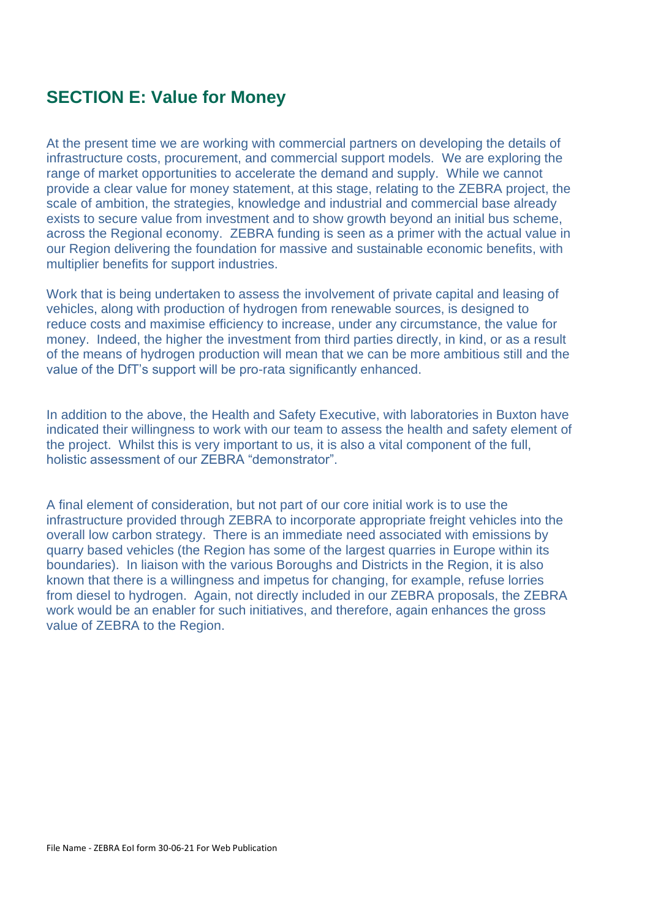## SECTION E: Value for Money

At the present time we are working with commercial partners on developing the details of infrastructure costs, procurement, and commercial support models. We are exploring the range of market opportunities to accelerate the demand and supply. While we cannot provide a clear value for money statement, at this stage, relating to the ZEBRA project, the scale of ambition, the strategies, knowledge and industrial and commercial base already exists to secure value from investment and to show growth beyond an initial bus scheme, across the Regional economy. ZEBRA funding is seen as a primer with the actual value in our Region delivering the foundation for massive and sustainable economic benefits, with multiplier benefits for support industries.

Work that is being undertaken to assess the involvement of private capital and leasing of vehicles, along with production of hydrogen from renewable sources, is designed to reduce costs and maximise efficiency to increase, under any circumstance, the value for money. Indeed, the higher the investment from third parties directly, in kind, or as a result of the means of hydrogen production will mean that we can be more ambitious still and the value of the DfT's support will be pro-rata significantly enhanced.

In addition to the above, the Health and Safety Executive, with laboratories in Buxton have indicated their willingness to work with our team to assess the health and safety element of the project. Whilst this is very important to us, it is also a vital component of the full, holistic assessment of our ZEBRA "demonstrator".

A final element of consideration, but not part of our core initial work is to use the infrastructure provided through ZEBRA to incorporate appropriate freight vehicles into the overall low carbon strategy. There is an immediate need associated with emissions by quarry based vehicles (the Region has some of the largest quarries in Europe within its boundaries). In liaison with the various Boroughs and Districts in the Region, it is also known that there is a willingness and impetus for changing, for example, refuse lorries from diesel to hydrogen. Again, not directly included in our ZEBRA proposals, the ZEBRA work would be an enabler for such initiatives, and therefore, again enhances the gross value of ZEBRA to the Region.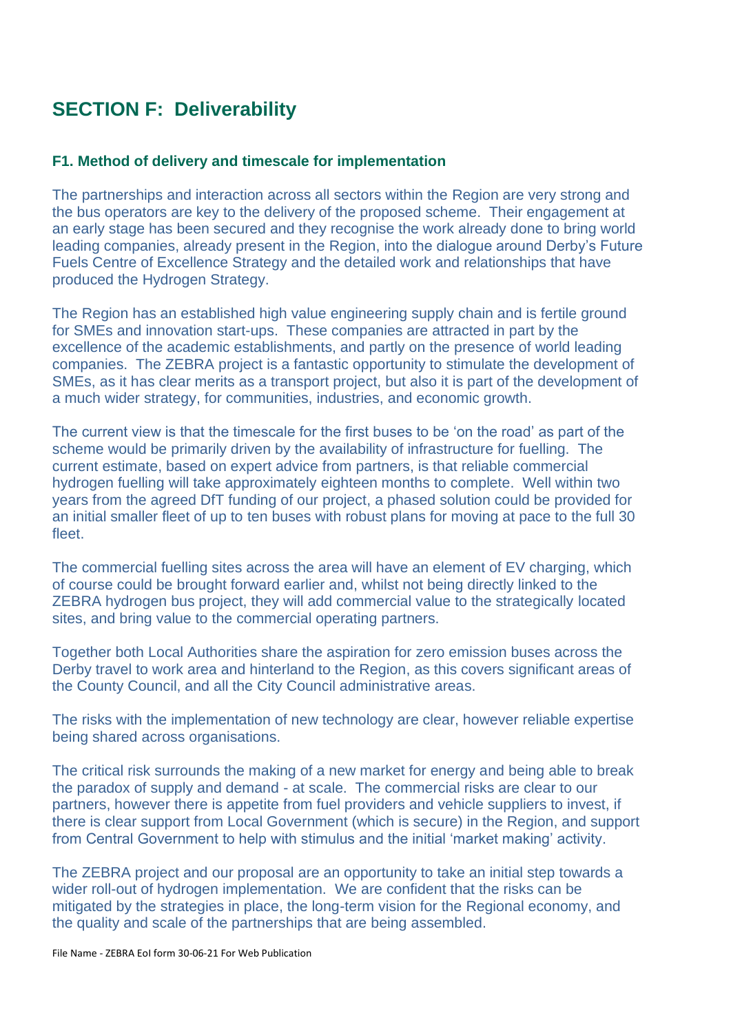## SECTION F: Deliverability

### F1. Method of delivery and timescale for implementation

The partnerships and interaction across all sectors within the Region are very strong and the bus operators are key to the delivery of the proposed scheme. Their engagement at an early stage has been secured and they recognise the work already done to bring world leading companies, already present in the Region, into the dialogue around Derby's Future Fuels Centre of Excellence Strategy and the detailed work and relationships that have produced the Hydrogen Strategy.

The Region has an established high value engineering supply chain and is fertile ground for SMEs and innovation start-ups. These companies are attracted in part by the excellence of the academic establishments, and partly on the presence of world leading companies. The ZEBRA project is a fantastic opportunity to stimulate the development of SMEs, as it has clear merits as a transport project, but also it is part of the development of a much wider strategy, for communities, industries, and economic growth.

The current view is that the timescale for the first buses to be 'on the road' as part of the scheme would be primarily driven by the availability of infrastructure for fuelling. The current estimate, based on expert advice from partners, is that reliable commercial hydrogen fuelling will take approximately eighteen months to complete. Well within two years from the agreed DfT funding of our project, a phased solution could be provided for an initial smaller fleet of up to ten buses with robust plans for moving at pace to the full 30 fleet.

The commercial fuelling sites across the area will have an element of EV charging, which of course could be brought forward earlier and, whilst not being directly linked to the ZEBRA hydrogen bus project, they will add commercial value to the strategically located sites, and bring value to the commercial operating partners.

Together both Local Authorities share the aspiration for zero emission buses across the Derby travel to work area and hinterland to the Region, as this covers significant areas of the County Council, and all the City Council administrative areas.

The risks with the implementation of new technology are clear, however reliable expertise being shared across organisations.

The critical risk surrounds the making of a new market for energy and being able to break the paradox of supply and demand - at scale. The commercial risks are clear to our partners, however there is appetite from fuel providers and vehicle suppliers to invest, if there is clear support from Local Government (which is secure) in the Region, and support from Central Government to help with stimulus and the initial 'market making' activity.

The ZEBRA project and our proposal are an opportunity to take an initial step towards a wider roll-out of hydrogen implementation. We are confident that the risks can be mitigated by the strategies in place, the long-term vision for the Regional economy, and the quality and scale of the partnerships that are being assembled.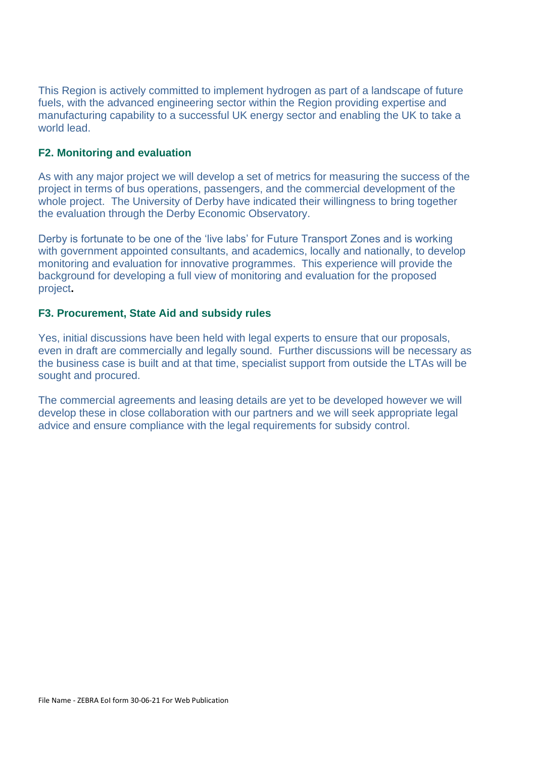This Region is actively committed to implement hydrogen as part of a landscape of future fuels, with the advanced engineering sector within the Region providing expertise and manufacturing capability to a successful UK energy sector and enabling the UK to take a world lead.

### F2. Monitoring and evaluation

As with any major project we will develop a set of metrics for measuring the success of the project in terms of bus operations, passengers, and the commercial development of the whole project. The University of Derby have indicated their willingness to bring together the evaluation through the Derby Economic Observatory.

Derby is fortunate to be one of the 'live labs' for Future Transport Zones and is working with government appointed consultants, and academics, locally and nationally, to develop monitoring and evaluation for innovative programmes. This experience will provide the background for developing a full view of monitoring and evaluation for the proposed project**.**

### F3. Procurement, State Aid and subsidy rules

Yes, initial discussions have been held with legal experts to ensure that our proposals, even in draft are commercially and legally sound. Further discussions will be necessary as the business case is built and at that time, specialist support from outside the LTAs will be sought and procured.

The commercial agreements and leasing details are yet to be developed however we will develop these in close collaboration with our partners and we will seek appropriate legal advice and ensure compliance with the legal requirements for subsidy control.